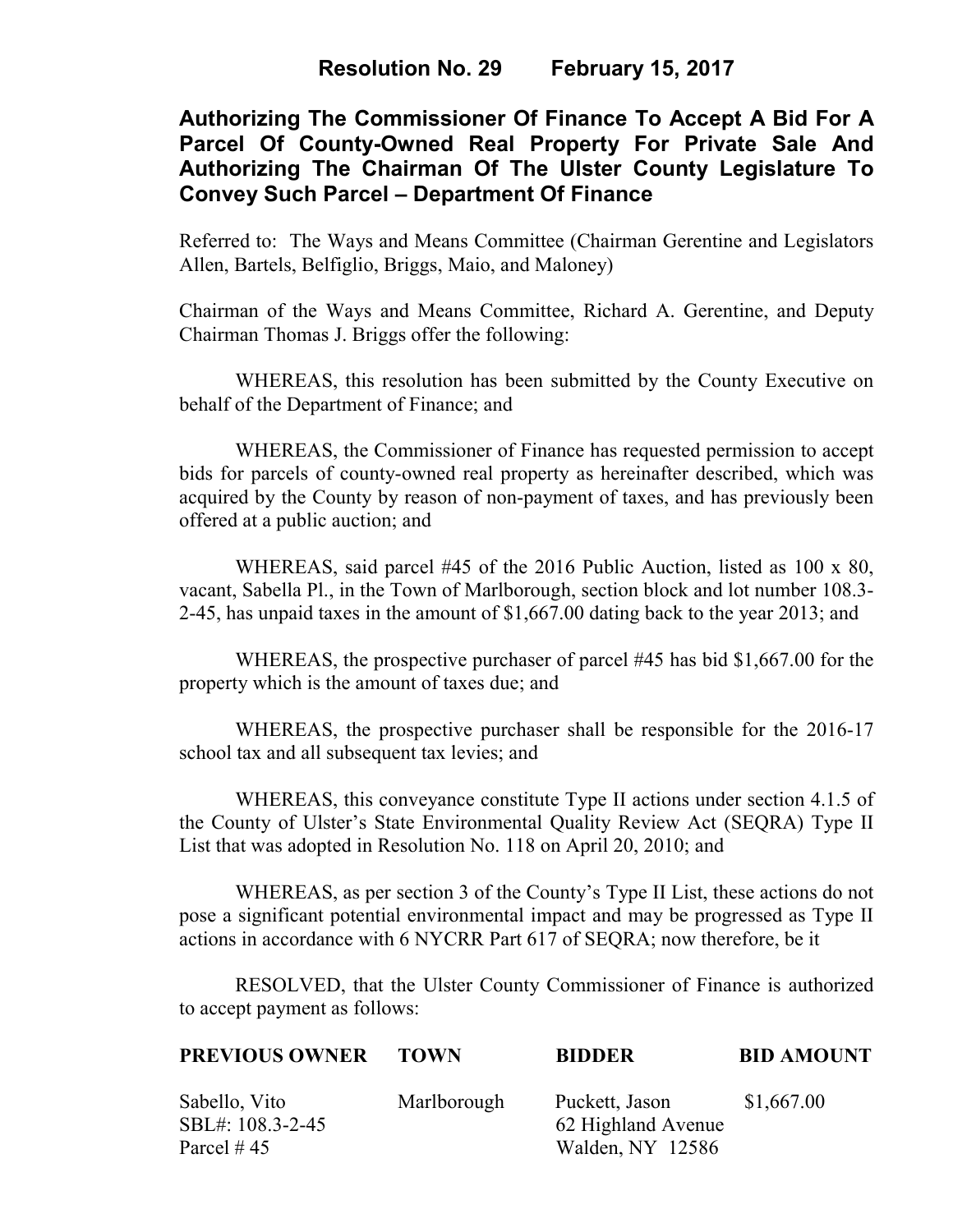# Resolution No. 29 February 15, 2017

## Authorizing The Commissioner Of Finance To Accept A Bid For A Parcel Of County-Owned Real Property For Private Sale And Authorizing The Chairman Of The Ulster County Legislature To Convey Such Parcel – Department Of Finance

Referred to: The Ways and Means Committee (Chairman Gerentine and Legislators Allen, Bartels, Belfiglio, Briggs, Maio, and Maloney)

Chairman of the Ways and Means Committee, Richard A. Gerentine, and Deputy Chairman Thomas J. Briggs offer the following:

WHEREAS, this resolution has been submitted by the County Executive on behalf of the Department of Finance; and

WHEREAS, the Commissioner of Finance has requested permission to accept bids for parcels of county-owned real property as hereinafter described, which was acquired by the County by reason of non-payment of taxes, and has previously been offered at a public auction; and

WHEREAS, said parcel #45 of the 2016 Public Auction, listed as 100 x 80, vacant, Sabella Pl., in the Town of Marlborough, section block and lot number 108.3-2-45, has unpaid taxes in the amount of $1,667.00 dating back to the year 2013; and

WHEREAS, the prospective purchaser of parcel #45 has bid $1,667.00 for the property which is the amount of taxes due; and

WHEREAS, the prospective purchaser shall be responsible for the 2016-17 school tax and all subsequent tax levies; and

WHEREAS, this conveyance constitute Type II actions under section 4.1.5 of the County of Ulster's State Environmental Quality Review Act (SEQRA) Type II List that was adopted in Resolution No. 118 on April 20, 2010; and

WHEREAS, as per section 3 of the County's Type II List, these actions do not pose a significant potential environmental impact and may be progressed as Type II actions in accordance with 6 NYCRR Part 617 of SEQRA; now therefore, be it

RESOLVED, that the Ulster County Commissioner of Finance is authorized to accept payment as follows:

| PREVIOUS OWNER | TOWN | BIDDER | BID AMOUNT |
|---|---|---|---|
| Sabello, Vito<br>SBL#: 108.3-2-45<br>Parcel # 45 | Marlborough | Puckett, Jason<br>62 Highland Avenue<br>Walden, NY 12586 | $1,667.00 |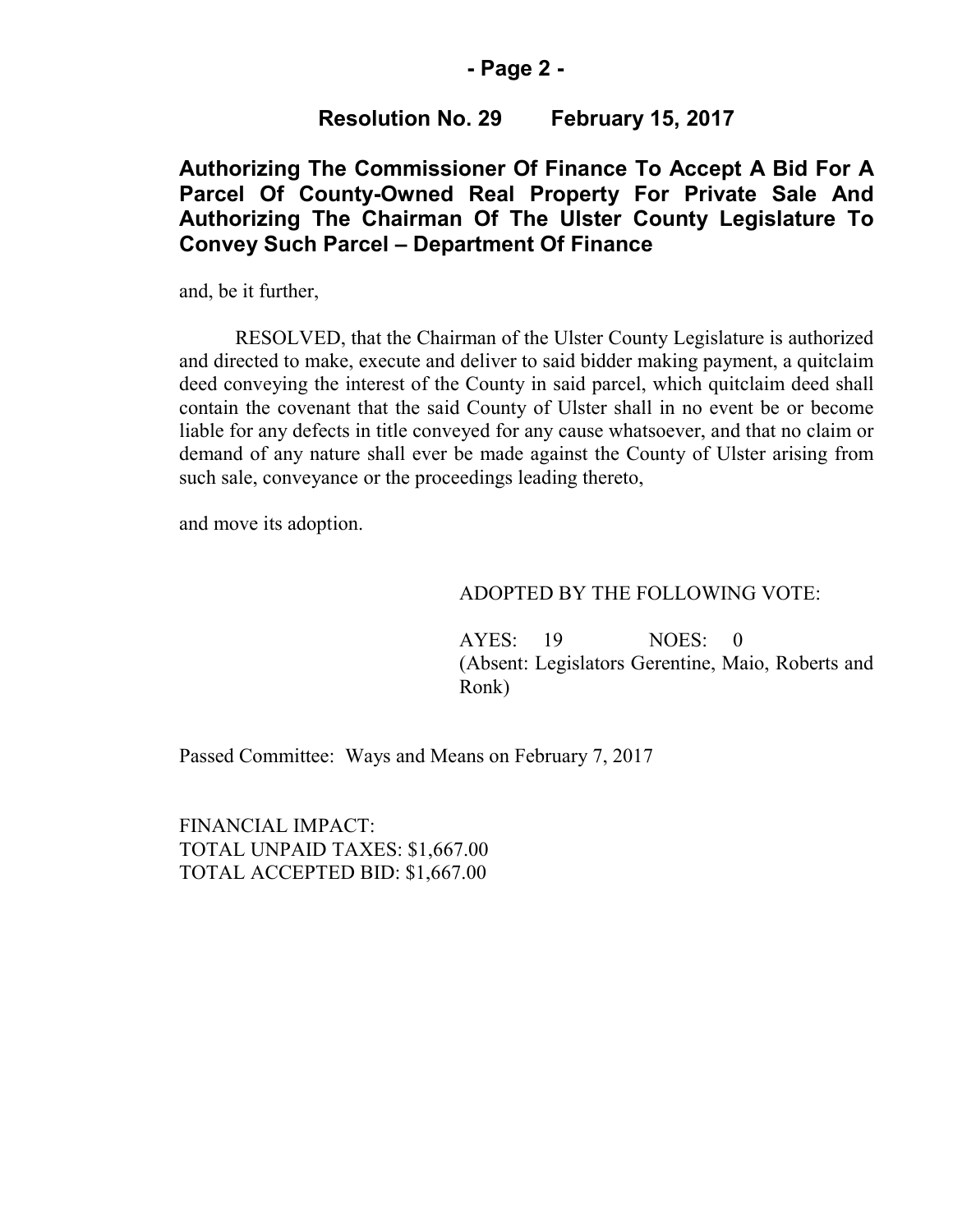**Resolution No. 29 February 15, 2017**

## Authorizing The Commissioner Of Finance To Accept A Bid For A Parcel Of County-Owned Real Property For Private Sale And Authorizing The Chairman Of The Ulster County Legislature To Convey Such Parcel – Department Of Finance

and, be it further,

RESOLVED, that the Chairman of the Ulster County Legislature is authorized and directed to make, execute and deliver to said bidder making payment, a quitclaim deed conveying the interest of the County in said parcel, which quitclaim deed shall contain the covenant that the said County of Ulster shall in no event be or become liable for any defects in title conveyed for any cause whatsoever, and that no claim or demand of any nature shall ever be made against the County of Ulster arising from such sale, conveyance or the proceedings leading thereto,

and move its adoption.

ADOPTED BY THE FOLLOWING VOTE:

AYES: 19 NOES: 0
(Absent: Legislators Gerentine, Maio, Roberts and Ronk)

Passed Committee: Ways and Means on February 7, 2017

FINANCIAL IMPACT:
TOTAL UNPAID TAXES: $1,667.00
TOTAL ACCEPTED BID: $1,667.00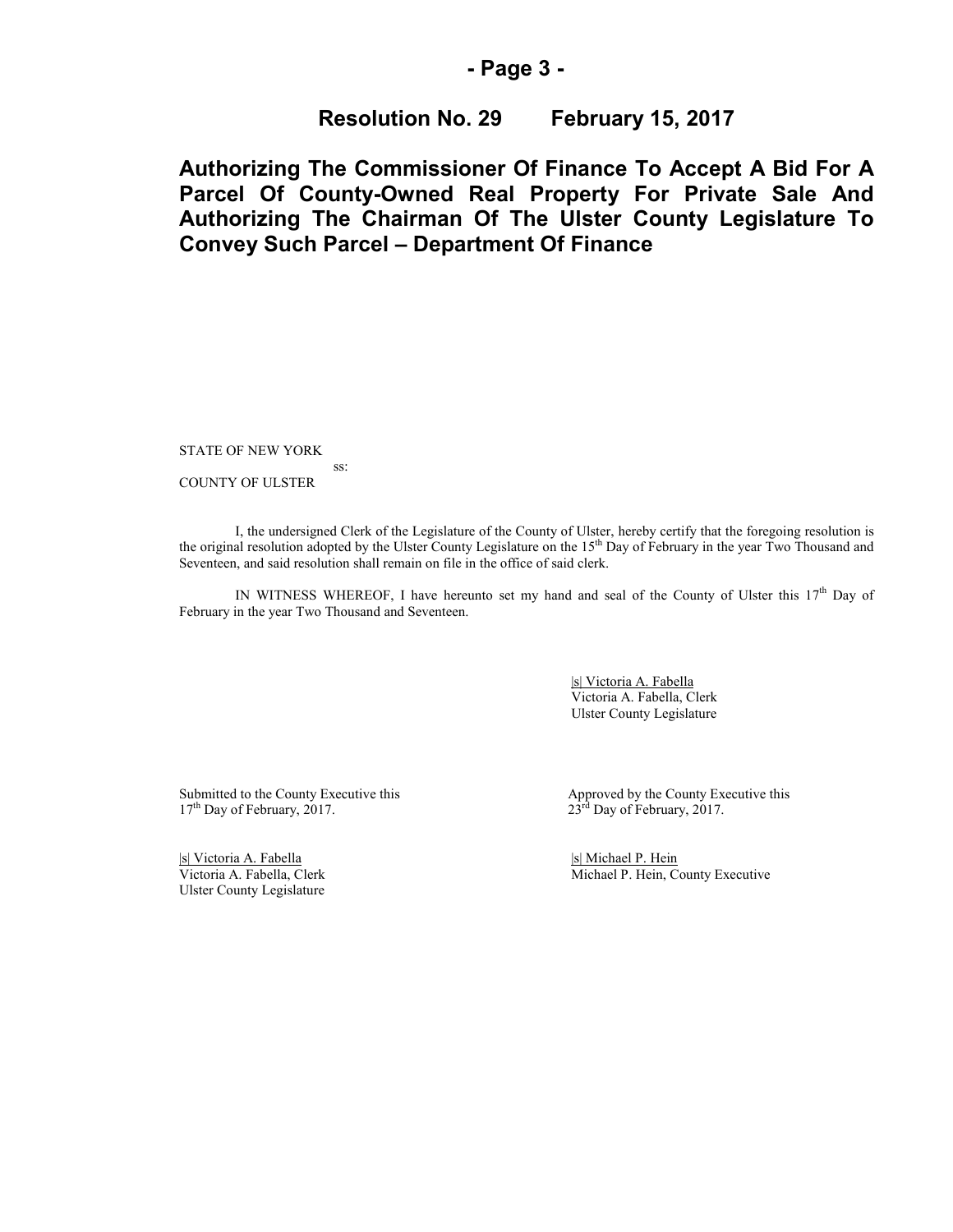## Resolution No. 29 February 15, 2017

# Authorizing The Commissioner Of Finance To Accept A Bid For A Parcel Of County-Owned Real Property For Private Sale And Authorizing The Chairman Of The Ulster County Legislature To Convey Such Parcel – Department Of Finance

STATE OF NEW YORK
ss:
COUNTY OF ULSTER

I, the undersigned Clerk of the Legislature of the County of Ulster, hereby certify that the foregoing resolution is the original resolution adopted by the Ulster County Legislature on the 15th Day of February in the year Two Thousand and Seventeen, and said resolution shall remain on file in the office of said clerk.

IN WITNESS WHEREOF, I have hereunto set my hand and seal of the County of Ulster this 17th Day of February in the year Two Thousand and Seventeen.

|s| Victoria A. Fabella
Victoria A. Fabella, Clerk
Ulster County Legislature

Submitted to the County Executive this 17th Day of February, 2017.

|s| Victoria A. Fabella
Victoria A. Fabella, Clerk
Ulster County Legislature

Approved by the County Executive this 23rd Day of February, 2017.

|s| Michael P. Hein
Michael P. Hein, County Executive